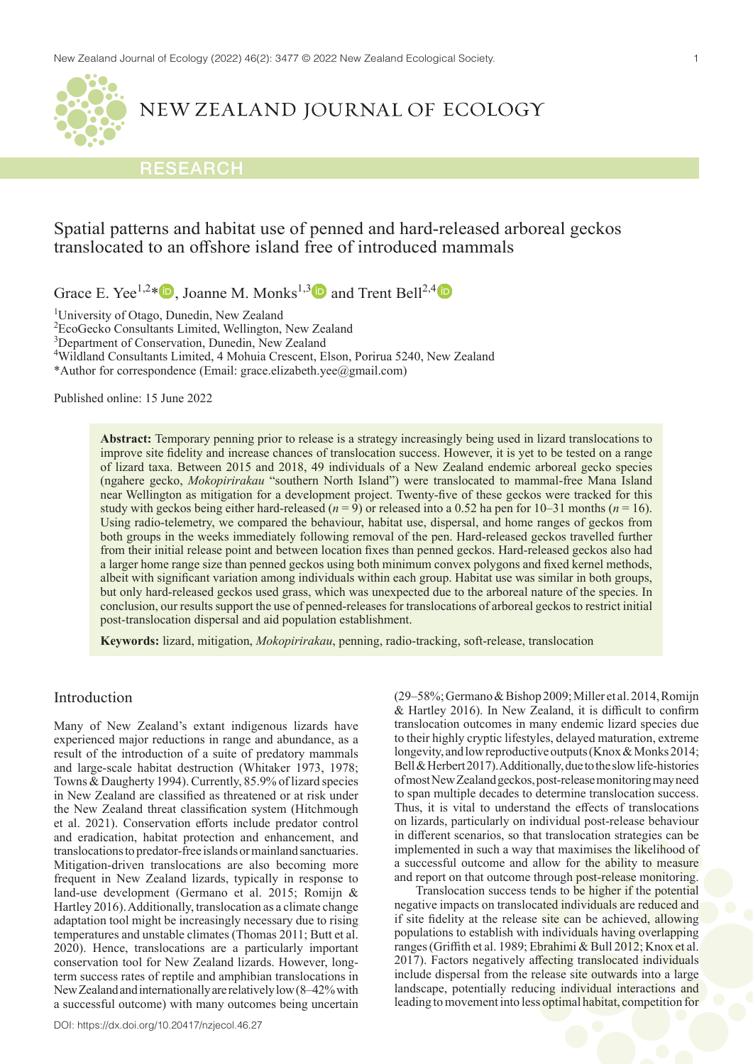NEW ZEALAND JOURNAL OF ECOLOGY

RESEARCH

# Spatial patterns and habitat use of penned and hard-released arboreal geckos translocated to an offshore island free of introduced mammals

Grace E. Yee[1,2]*, Joanne M. Monks[1,3] and Trent Bell[2,4]

[1]University of Otago, Dunedin, New Zealand
[2]EcoGecko Consultants Limited, Wellington, New Zealand
[3]Department of Conservation, Dunedin, New Zealand
[4]Wildland Consultants Limited, 4 Mohuia Crescent, Elson, Porirua 5240, New Zealand
*Author for correspondence (Email: grace.elizabeth.yee@gmail.com)

Published online: 15 June 2022

**Abstract:** Temporary penning prior to release is a strategy increasingly being used in lizard translocations to improve site fidelity and increase chances of translocation success. However, it is yet to be tested on a range of lizard taxa. Between 2015 and 2018, 49 individuals of a New Zealand endemic arboreal gecko species (ngahere gecko, *Mokopirirakau* "southern North Island") were translocated to mammal-free Mana Island near Wellington as mitigation for a development project. Twenty-five of these geckos were tracked for this study with geckos being either hard-released ($n$ = 9) or released into a 0.52 ha pen for 10–31 months ($n$ = 16). Using radio-telemetry, we compared the behaviour, habitat use, dispersal, and home ranges of geckos from both groups in the weeks immediately following removal of the pen. Hard-released geckos travelled further from their initial release point and between location fixes than penned geckos. Hard-released geckos also had a larger home range size than penned geckos using both minimum convex polygons and fixed kernel methods, albeit with significant variation among individuals within each group. Habitat use was similar in both groups, but only hard-released geckos used grass, which was unexpected due to the arboreal nature of the species. In conclusion, our results support the use of penned-releases for translocations of arboreal geckos to restrict initial post-translocation dispersal and aid population establishment.

**Keywords:** lizard, mitigation, *Mokopirirakau*, penning, radio-tracking, soft-release, translocation

## Introduction

Many of New Zealand's extant indigenous lizards have experienced major reductions in range and abundance, as a result of the introduction of a suite of predatory mammals and large-scale habitat destruction (Whitaker 1973, 1978; Towns & Daugherty 1994). Currently, 85.9% of lizard species in New Zealand are classified as threatened or at risk under the New Zealand threat classification system (Hitchmough et al. 2021). Conservation efforts include predator control and eradication, habitat protection and enhancement, and translocations to predator-free islands or mainland sanctuaries. Mitigation-driven translocations are also becoming more frequent in New Zealand lizards, typically in response to land-use development (Germano et al. 2015; Romijn & Hartley 2016). Additionally, translocation as a climate change adaptation tool might be increasingly necessary due to rising temperatures and unstable climates (Thomas 2011; Butt et al. 2020). Hence, translocations are a particularly important conservation tool for New Zealand lizards. However, long-term success rates of reptile and amphibian translocations in New Zealand and internationally are relatively low (8–42% with a successful outcome) with many outcomes being uncertain (29–58%; Germano & Bishop 2009; Miller et al. 2014, Romijn & Hartley 2016). In New Zealand, it is difficult to confirm translocation outcomes in many endemic lizard species due to their highly cryptic lifestyles, delayed maturation, extreme longevity, and low reproductive outputs (Knox & Monks 2014; Bell & Herbert 2017). Additionally, due to the slow life-histories of most New Zealand geckos, post-release monitoring may need to span multiple decades to determine translocation success. Thus, it is vital to understand the effects of translocations on lizards, particularly on individual post-release behaviour in different scenarios, so that translocation strategies can be implemented in such a way that maximises the likelihood of a successful outcome and allow for the ability to measure and report on that outcome through post-release monitoring.

Translocation success tends to be higher if the potential negative impacts on translocated individuals are reduced and if site fidelity at the release site can be achieved, allowing populations to establish with individuals having overlapping ranges (Griffith et al. 1989; Ebrahimi & Bull 2012; Knox et al. 2017). Factors negatively affecting translocated individuals include dispersal from the release site outwards into a large landscape, potentially reducing individual interactions and leading to movement into less optimal habitat, competition for

DOI: https://dx.doi.org/10.20417/nzjecol.46.27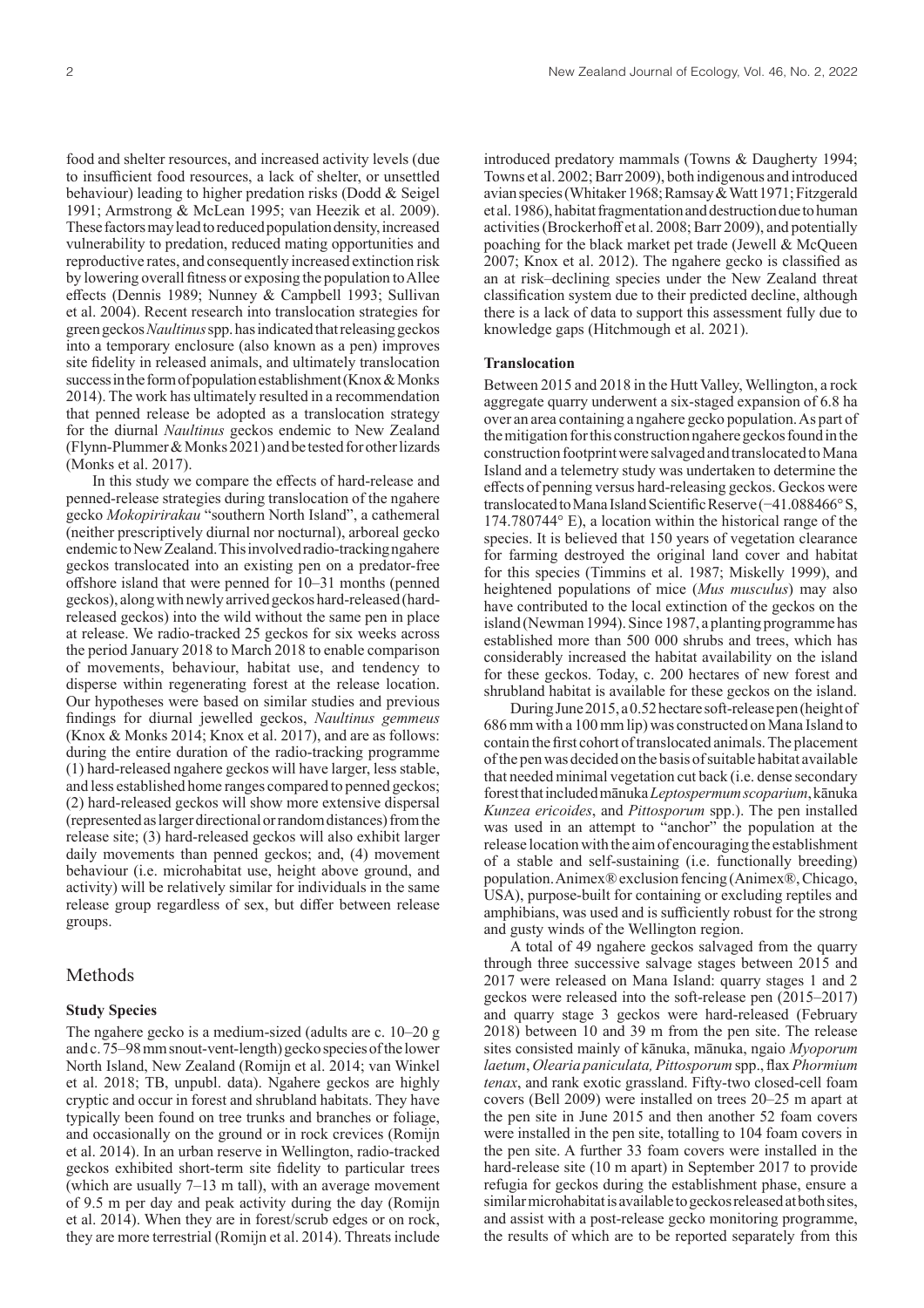food and shelter resources, and increased activity levels (due to insufficient food resources, a lack of shelter, or unsettled behaviour) leading to higher predation risks (Dodd & Seigel 1991; Armstrong & McLean 1995; van Heezik et al. 2009). These factors may lead to reduced population density, increased vulnerability to predation, reduced mating opportunities and reproductive rates, and consequently increased extinction risk by lowering overall fitness or exposing the population to Allee effects (Dennis 1989; Nunney & Campbell 1993; Sullivan et al. 2004). Recent research into translocation strategies for green geckos *Naultinus* spp. has indicated that releasing geckos into a temporary enclosure (also known as a pen) improves site fidelity in released animals, and ultimately translocation success in the form of population establishment (Knox & Monks 2014). The work has ultimately resulted in a recommendation that penned release be adopted as a translocation strategy for the diurnal *Naultinus* geckos endemic to New Zealand (Flynn-Plummer & Monks 2021) and be tested for other lizards (Monks et al. 2017).

In this study we compare the effects of hard-release and penned-release strategies during translocation of the ngahere gecko *Mokopirirakau* "southern North Island", a cathemeral (neither prescriptively diurnal nor nocturnal), arboreal gecko endemic to New Zealand. This involved radio-tracking ngahere geckos translocated into an existing pen on a predator-free offshore island that were penned for 10–31 months (penned geckos), along with newly arrived geckos hard-released (hard-released geckos) into the wild without the same pen in place at release. We radio-tracked 25 geckos for six weeks across the period January 2018 to March 2018 to enable comparison of movements, behaviour, habitat use, and tendency to disperse within regenerating forest at the release location. Our hypotheses were based on similar studies and previous findings for diurnal jewelled geckos, *Naultinus gemmeus* (Knox & Monks 2014; Knox et al. 2017), and are as follows: during the entire duration of the radio-tracking programme (1) hard-released ngahere geckos will have larger, less stable, and less established home ranges compared to penned geckos; (2) hard-released geckos will show more extensive dispersal (represented as larger directional or random distances) from the release site; (3) hard-released geckos will also exhibit larger daily movements than penned geckos; and, (4) movement behaviour (i.e. microhabitat use, height above ground, and activity) will be relatively similar for individuals in the same release group regardless of sex, but differ between release groups.

## Methods

### Study Species

The ngahere gecko is a medium-sized (adults are c. 10–20 g and c. 75–98 mm snout-vent-length) gecko species of the lower North Island, New Zealand (Romijn et al. 2014; van Winkel et al. 2018; TB, unpubl. data). Ngahere geckos are highly cryptic and occur in forest and shrubland habitats. They have typically been found on tree trunks and branches or foliage, and occasionally on the ground or in rock crevices (Romijn et al. 2014). In an urban reserve in Wellington, radio-tracked geckos exhibited short-term site fidelity to particular trees (which are usually 7–13 m tall), with an average movement of 9.5 m per day and peak activity during the day (Romijn et al. 2014). When they are in forest/scrub edges or on rock, they are more terrestrial (Romijn et al. 2014). Threats include introduced predatory mammals (Towns & Daugherty 1994; Towns et al. 2002; Barr 2009), both indigenous and introduced avian species (Whitaker 1968; Ramsay & Watt 1971; Fitzgerald et al. 1986), habitat fragmentation and destruction due to human activities (Brockerhoff et al. 2008; Barr 2009), and potentially poaching for the black market pet trade (Jewell & McQueen 2007; Knox et al. 2012). The ngahere gecko is classified as an at risk–declining species under the New Zealand threat classification system due to their predicted decline, although there is a lack of data to support this assessment fully due to knowledge gaps (Hitchmough et al. 2021).

### Translocation

Between 2015 and 2018 in the Hutt Valley, Wellington, a rock aggregate quarry underwent a six-staged expansion of 6.8 ha over an area containing a ngahere gecko population. As part of the mitigation for this construction ngahere geckos found in the construction footprint were salvaged and translocated to Mana Island and a telemetry study was undertaken to determine the effects of penning versus hard-releasing geckos. Geckos were translocated to Mana Island Scientific Reserve (−41.088466° S, 174.780744° E), a location within the historical range of the species. It is believed that 150 years of vegetation clearance for farming destroyed the original land cover and habitat for this species (Timmins et al. 1987; Miskelly 1999), and heightened populations of mice (*Mus musculus*) may also have contributed to the local extinction of the geckos on the island (Newman 1994). Since 1987, a planting programme has established more than 500 000 shrubs and trees, which has considerably increased the habitat availability on the island for these geckos. Today, c. 200 hectares of new forest and shrubland habitat is available for these geckos on the island.

During June 2015, a 0.52 hectare soft-release pen (height of 686 mm with a 100 mm lip) was constructed on Mana Island to contain the first cohort of translocated animals. The placement of the pen was decided on the basis of suitable habitat available that needed minimal vegetation cut back (i.e. dense secondary forest that included mānuka *Leptospermum scoparium*, kānuka *Kunzea ericoides*, and *Pittosporum* spp.). The pen installed was used in an attempt to "anchor" the population at the release location with the aim of encouraging the establishment of a stable and self-sustaining (i.e. functionally breeding) population. Animex® exclusion fencing (Animex®, Chicago, USA), purpose-built for containing or excluding reptiles and amphibians, was used and is sufficiently robust for the strong and gusty winds of the Wellington region.

A total of 49 ngahere geckos salvaged from the quarry through three successive salvage stages between 2015 and 2017 were released on Mana Island: quarry stages 1 and 2 geckos were released into the soft-release pen (2015–2017) and quarry stage 3 geckos were hard-released (February 2018) between 10 and 39 m from the pen site. The release sites consisted mainly of kānuka, mānuka, ngaio *Myoporum laetum*, *Olearia paniculata, Pittosporum* spp., flax *Phormium tenax*, and rank exotic grassland. Fifty-two closed-cell foam covers (Bell 2009) were installed on trees 20–25 m apart at the pen site in June 2015 and then another 52 foam covers were installed in the pen site, totalling to 104 foam covers in the pen site. A further 33 foam covers were installed in the hard-release site (10 m apart) in September 2017 to provide refugia for geckos during the establishment phase, ensure a similar microhabitat is available to geckos released at both sites, and assist with a post-release gecko monitoring programme, the results of which are to be reported separately from this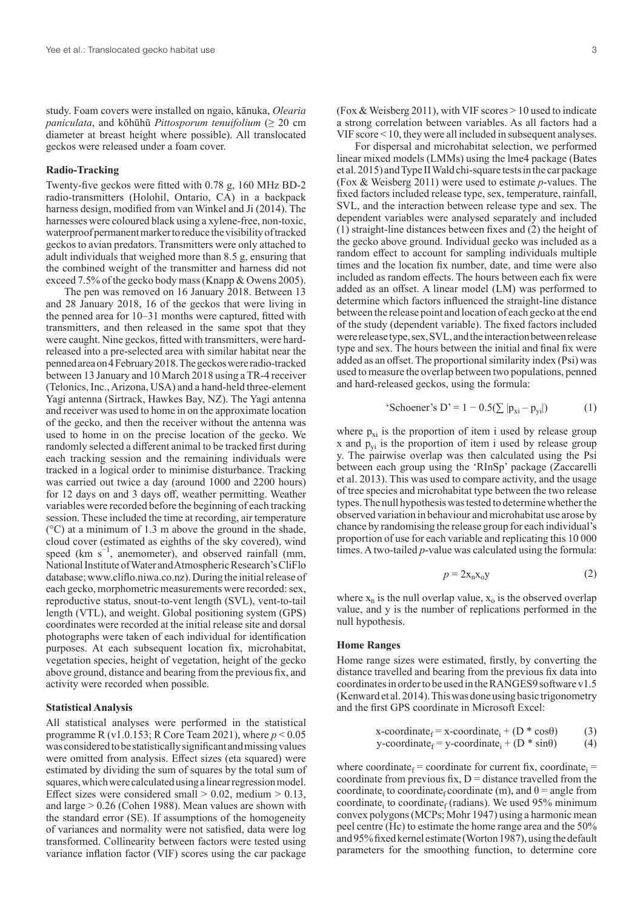study. Foam covers were installed on ngaio, kānuka, *Olearia paniculata*, and kōhūhū *Pittosporum tenuifolium* (≥ 20 cm diameter at breast height where possible). All translocated geckos were released under a foam cover.

### Radio-Tracking

Twenty-five geckos were fitted with 0.78 g, 160 MHz BD-2 radio-transmitters (Holohil, Ontario, CA) in a backpack harness design, modified from van Winkel and Ji (2014). The harnesses were coloured black using a xylene-free, non-toxic, waterproof permanent marker to reduce the visibility of tracked geckos to avian predators. Transmitters were only attached to adult individuals that weighed more than 8.5 g, ensuring that the combined weight of the transmitter and harness did not exceed 7.5% of the gecko body mass (Knapp & Owens 2005).

The pen was removed on 16 January 2018. Between 13 and 28 January 2018, 16 of the geckos that were living in the penned area for 10–31 months were captured, fitted with transmitters, and then released in the same spot that they were caught. Nine geckos, fitted with transmitters, were hard-released into a pre-selected area with similar habitat near the penned area on 4 February 2018. The geckos were radio-tracked between 13 January and 10 March 2018 using a TR-4 receiver (Telonics, Inc., Arizona, USA) and a hand-held three-element Yagi antenna (Sirtrack, Hawkes Bay, NZ). The Yagi antenna and receiver was used to home in on the approximate location of the gecko, and then the receiver without the antenna was used to home in on the precise location of the gecko. We randomly selected a different animal to be tracked first during each tracking session and the remaining individuals were tracked in a logical order to minimise disturbance. Tracking was carried out twice a day (around 1000 and 2200 hours) for 12 days on and 3 days off, weather permitting. Weather variables were recorded before the beginning of each tracking session. These included the time at recording, air temperature (°C) at a minimum of 1.3 m above the ground in the shade, cloud cover (estimated as eighths of the sky covered), wind speed (km $s^{-1}$, anemometer), and observed rainfall (mm, National Institute of Water and Atmospheric Research's CliFlo database; www.cliflo.niwa.co.nz). During the initial release of each gecko, morphometric measurements were recorded: sex, reproductive status, snout-to-vent length (SVL), vent-to-tail length (VTL), and weight. Global positioning system (GPS) coordinates were recorded at the initial release site and dorsal photographs were taken of each individual for identification purposes. At each subsequent location fix, microhabitat, vegetation species, height of vegetation, height of the gecko above ground, distance and bearing from the previous fix, and activity were recorded when possible.

### Statistical Analysis

All statistical analyses were performed in the statistical programme R (v1.0.153; R Core Team 2021), where $p < 0.05$ was considered to be statistically significant and missing values were omitted from analysis. Effect sizes (eta squared) were estimated by dividing the sum of squares by the total sum of squares, which were calculated using a linear regression model. Effect sizes were considered small > 0.02, medium > 0.13, and large > 0.26 (Cohen 1988). Mean values are shown with the standard error (SE). If assumptions of the homogeneity of variances and normality were not satisfied, data were log transformed. Collinearity between factors were tested using variance inflation factor (VIF) scores using the car package (Fox & Weisberg 2011), with VIF scores > 10 used to indicate a strong correlation between variables. As all factors had a VIF score < 10, they were all included in subsequent analyses.

For dispersal and microhabitat selection, we performed linear mixed models (LMMs) using the lme4 package (Bates et al. 2015) and Type II Wald chi-square tests in the car package (Fox & Weisberg 2011) were used to estimate *p*-values. The fixed factors included release type, sex, temperature, rainfall, SVL, and the interaction between release type and sex. The dependent variables were analysed separately and included (1) straight-line distances between fixes and (2) the height of the gecko above ground. Individual gecko was included as a random effect to account for sampling individuals multiple times and the location fix number, date, and time were also included as random effects. The hours between each fix were added as an offset. A linear model (LM) was performed to determine which factors influenced the straight-line distance between the release point and location of each gecko at the end of the study (dependent variable). The fixed factors included were release type, sex, SVL, and the interaction between release type and sex. The hours between the initial and final fix were added as an offset. The proportional similarity index (Psi) was used to measure the overlap between two populations, penned and hard-released geckos, using the formula:

$$\text{'Schoener's D'} = 1 - 0.5(\sum |p_{xi} - p_{yi}|) \qquad (1)$$

where $p_{xi}$ is the proportion of item i used by release group x and $p_{yi}$ is the proportion of item i used by release group y. The pairwise overlap was then calculated using the Psi between each group using the 'RInSp' package (Zaccarelli et al. 2013). This was used to compare activity, and the usage of tree species and microhabitat type between the two release types. The null hypothesis was tested to determine whether the observed variation in behaviour and microhabitat use arose by chance by randomising the release group for each individual's proportion of use for each variable and replicating this 10 000 times. A two-tailed *p*-value was calculated using the formula:

$$p = 2x_n x_o y \qquad (2)$$

where $x_n$ is the null overlap value, $x_o$ is the observed overlap value, and y is the number of replications performed in the null hypothesis.

### Home Ranges

Home range sizes were estimated, firstly, by converting the distance travelled and bearing from the previous fix data into coordinates in order to be used in the RANGES9 software v1.5 (Kenward et al. 2014). This was done using basic trigonometry and the first GPS coordinate in Microsoft Excel:

$$\text{x-coordinate}_f = \text{x-coordinate}_i + (D * \cos\theta) \qquad (3)$$

$$\text{y-coordinate}_f = \text{y-coordinate}_i + (D * \sin\theta) \qquad (4)$$

where $\text{coordinate}_f$ = coordinate for current fix, $\text{coordinate}_i$ = coordinate from previous fix, D = distance travelled from the $\text{coordinate}_i$ to $\text{coordinate}_f$ coordinate (m), and θ = angle from $\text{coordinate}_i$ to $\text{coordinate}_f$ (radians). We used 95% minimum convex polygons (MCPs; Mohr 1947) using a harmonic mean peel centre (Hc) to estimate the home range area and the 50% and 95% fixed kernel estimate (Worton 1987), using the default parameters for the smoothing function, to determine core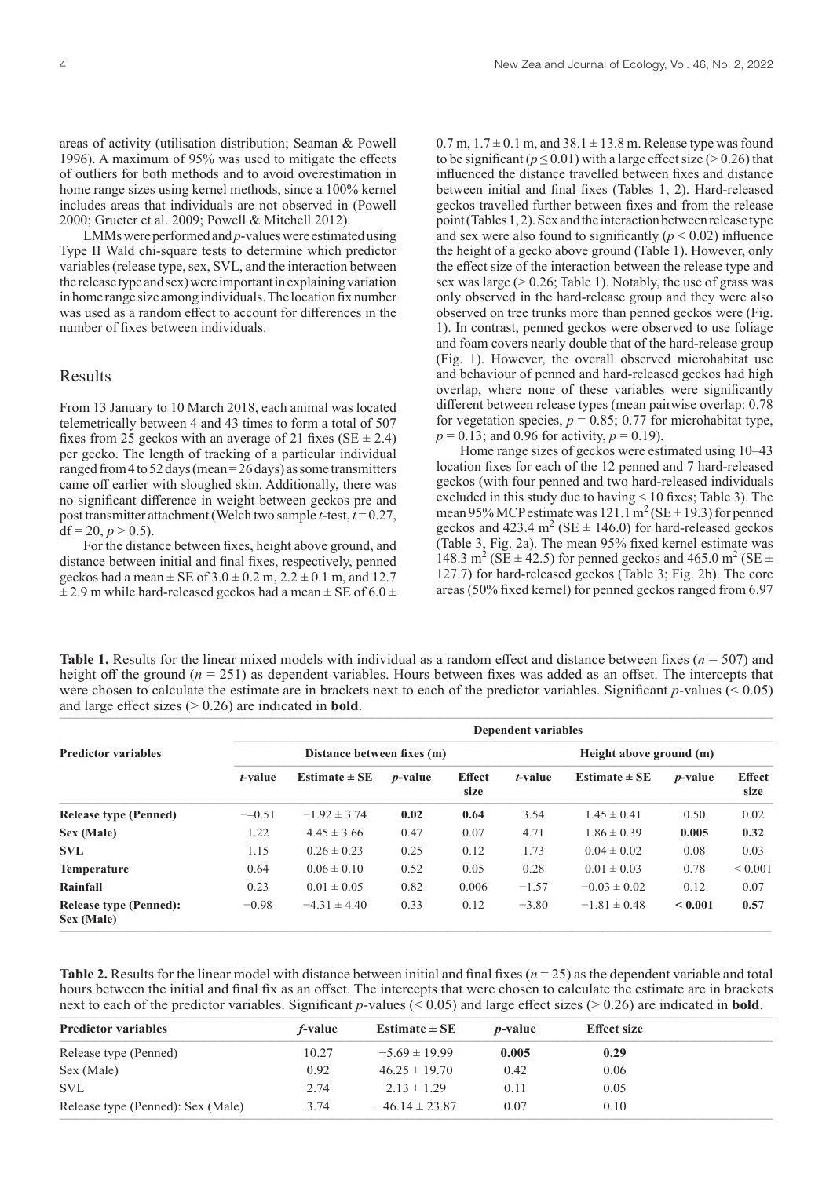areas of activity (utilisation distribution; Seaman & Powell 1996). A maximum of 95% was used to mitigate the effects of outliers for both methods and to avoid overestimation in home range sizes using kernel methods, since a 100% kernel includes areas that individuals are not observed in (Powell 2000; Grueter et al. 2009; Powell & Mitchell 2012).

LMMs were performed and *p*-values were estimated using Type II Wald chi-square tests to determine which predictor variables (release type, sex, SVL, and the interaction between the release type and sex) were important in explaining variation in home range size among individuals. The location fix number was used as a random effect to account for differences in the number of fixes between individuals.

## Results

From 13 January to 10 March 2018, each animal was located telemetrically between 4 and 43 times to form a total of 507 fixes from 25 geckos with an average of 21 fixes (SE ± 2.4) per gecko. The length of tracking of a particular individual ranged from 4 to 52 days (mean = 26 days) as some transmitters came off earlier with sloughed skin. Additionally, there was no significant difference in weight between geckos pre and post transmitter attachment (Welch two sample *t*-test, $t = 0.27$, $df = 20$, $p > 0.5$).

For the distance between fixes, height above ground, and distance between initial and final fixes, respectively, penned geckos had a mean ± SE of 3.0 ± 0.2 m, 2.2 ± 0.1 m, and 12.7 ± 2.9 m while hard-released geckos had a mean ± SE of 6.0 ± 0.7 m, 1.7 ± 0.1 m, and 38.1 ± 13.8 m. Release type was found to be significant ($p \leq 0.01$) with a large effect size (> 0.26) that influenced the distance travelled between fixes and distance between initial and final fixes (Tables 1, 2). Hard-released geckos travelled further between fixes and from the release point (Tables 1, 2). Sex and the interaction between release type and sex were also found to significantly ($p < 0.02$) influence the height of a gecko above ground (Table 1). However, only the effect size of the interaction between the release type and sex was large (> 0.26; Table 1). Notably, the use of grass was only observed in the hard-release group and they were also observed on tree trunks more than penned geckos were (Fig. 1). In contrast, penned geckos were observed to use foliage and foam covers nearly double that of the hard-release group (Fig. 1). However, the overall observed microhabitat use and behaviour of penned and hard-released geckos had high overlap, where none of these variables were significantly different between release types (mean pairwise overlap: 0.78 for vegetation species, $p = 0.85$; 0.77 for microhabitat type, $p = 0.13$; and 0.96 for activity, $p = 0.19$).

Home range sizes of geckos were estimated using 10–43 location fixes for each of the 12 penned and 7 hard-released geckos (with four penned and two hard-released individuals excluded in this study due to having < 10 fixes; Table 3). The mean 95% MCP estimate was 121.1 m$^2$ (SE ± 19.3) for penned geckos and 423.4 m$^2$ (SE ± 146.0) for hard-released geckos (Table 3, Fig. 2a). The mean 95% fixed kernel estimate was 148.3 m$^2$ (SE ± 42.5) for penned geckos and 465.0 m$^2$ (SE ± 127.7) for hard-released geckos (Table 3; Fig. 2b). The core areas (50% fixed kernel) for penned geckos ranged from 6.97

**Table 1.** Results for the linear mixed models with individual as a random effect and distance between fixes ($n = 507$) and height off the ground ($n = 251$) as dependent variables. Hours between fixes was added as an offset. The intercepts that were chosen to calculate the estimate are in brackets next to each of the predictor variables. Significant *p*-values (< 0.05) and large effect sizes (> 0.26) are indicated in **bold**.

| Predictor variables | Dependent variables | | | | | | | |
|---|---|---|---|---|---|---|---|---|
| | Distance between fixes (m) | | | | Height above ground (m) | | | |
| | *t*-value | Estimate ± SE | *p*-value | Effect size | *t*-value | Estimate ± SE | *p*-value | Effect size |
| **Release type (Penned)** | −-0.51 | −1.92 ± 3.74 | **0.02** | **0.64** | 3.54 | 1.45 ± 0.41 | 0.50 | 0.02 |
| **Sex (Male)** | 1.22 | 4.45 ± 3.66 | 0.47 | 0.07 | 4.71 | 1.86 ± 0.39 | **0.005** | **0.32** |
| **SVL** | 1.15 | 0.26 ± 0.23 | 0.25 | 0.12 | 1.73 | 0.04 ± 0.02 | 0.08 | 0.03 |
| **Temperature** | 0.64 | 0.06 ± 0.10 | 0.52 | 0.05 | 0.28 | 0.01 ± 0.03 | 0.78 | < 0.001 |
| **Rainfall** | 0.23 | 0.01 ± 0.05 | 0.82 | 0.006 | −1.57 | −0.03 ± 0.02 | 0.12 | 0.07 |
| **Release type (Penned): Sex (Male)** | −0.98 | −4.31 ± 4.40 | 0.33 | 0.12 | −3.80 | −1.81 ± 0.48 | **< 0.001** | **0.57** |

**Table 2.** Results for the linear model with distance between initial and final fixes ($n = 25$) as the dependent variable and total hours between the initial and final fix as an offset. The intercepts that were chosen to calculate the estimate are in brackets next to each of the predictor variables. Significant *p*-values (< 0.05) and large effect sizes (> 0.26) are indicated in **bold**.

| Predictor variables | *f*-value | Estimate ± SE | *p*-value | Effect size |
|---|---|---|---|---|
| Release type (Penned) | 10.27 | −5.69 ± 19.99 | **0.005** | **0.29** |
| Sex (Male) | 0.92 | 46.25 ± 19.70 | 0.42 | 0.06 |
| SVL | 2.74 | 2.13 ± 1.29 | 0.11 | 0.05 |
| Release type (Penned): Sex (Male) | 3.74 | −46.14 ± 23.87 | 0.07 | 0.10 |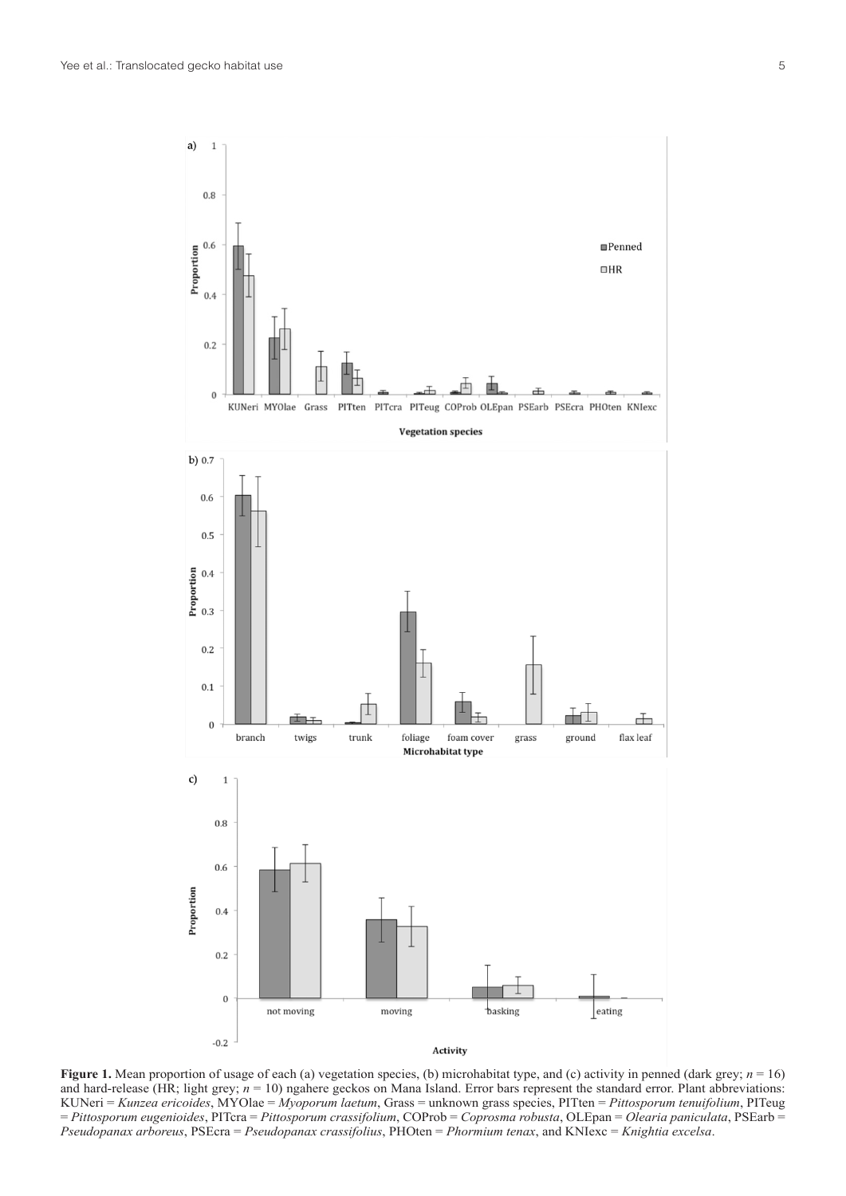**Figure 1.** Mean proportion of usage of each (a) vegetation species, (b) microhabitat type, and (c) activity in penned (dark grey; $n = 16$) and hard-release (HR; light grey; $n = 10$) ngahere geckos on Mana Island. Error bars represent the standard error. Plant abbreviations: KUNeri = *Kunzea ericoides*, MYOlae = *Myoporum laetum*, Grass = unknown grass species, PITten = *Pittosporum tenuifolium*, PITeug = *Pittosporum eugenioides*, PITcra = *Pittosporum crassifolium*, COProb = *Coprosma robusta*, OLEpan = *Olearia paniculata*, PSEarb = *Pseudopanax arboreus*, PSEcra = *Pseudopanax crassifolius*, PHOten = *Phormium tenax*, and KNIexc = *Knightia excelsa*.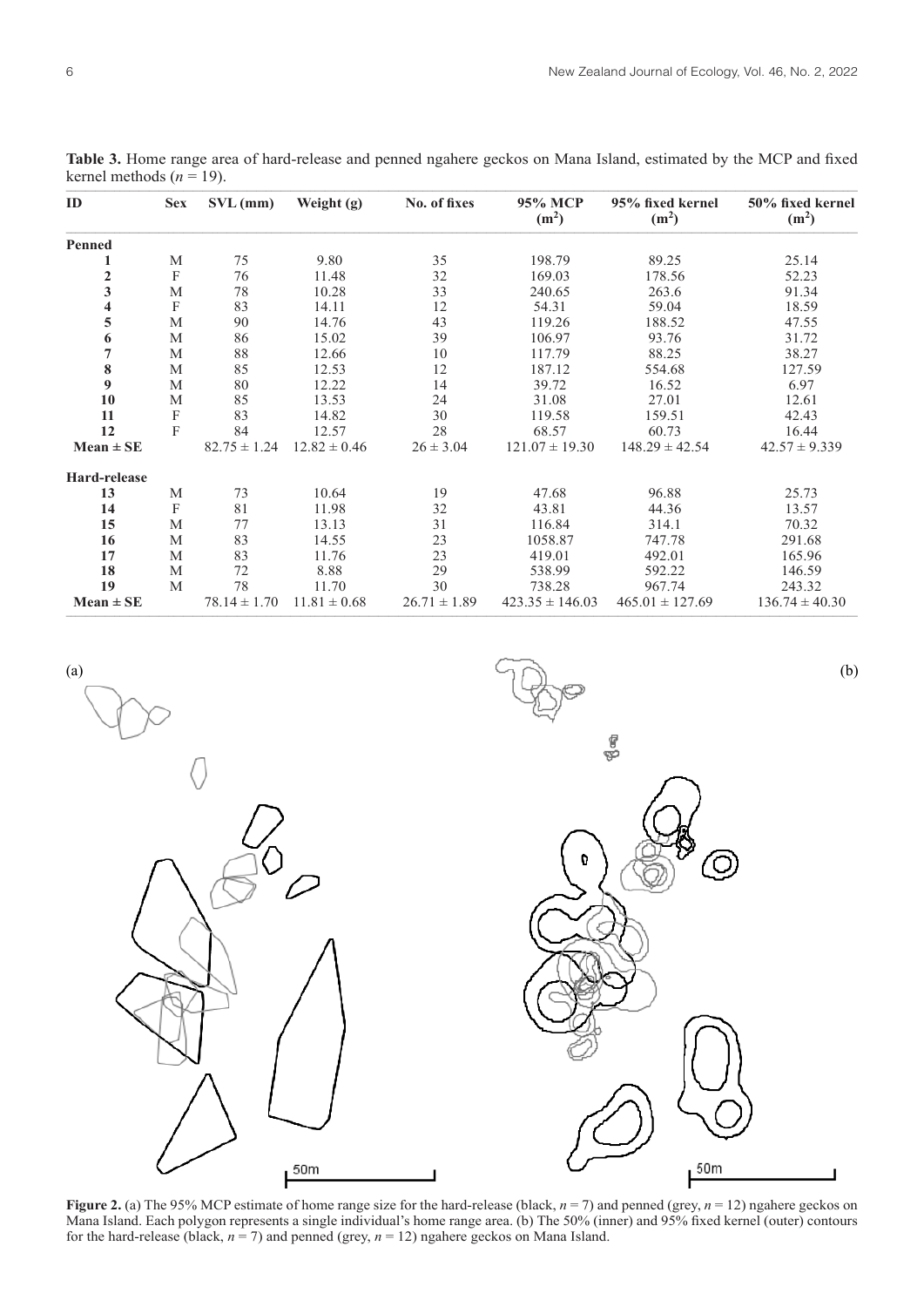**Table 3.** Home range area of hard-release and penned ngahere geckos on Mana Island, estimated by the MCP and fixed kernel methods ($n$ = 19).

| ID | Sex | SVL (mm) | Weight (g) | No. of fixes | 95% MCP ($m^2$) | 95% fixed kernel ($m^2$) | 50% fixed kernel ($m^2$) |
|---|---|---|---|---|---|---|---|
| **Penned** | | | | | | | |
| **1** | M | 75 | 9.80 | 35 | 198.79 | 89.25 | 25.14 |
| **2** | F | 76 | 11.48 | 32 | 169.03 | 178.56 | 52.23 |
| **3** | M | 78 | 10.28 | 33 | 240.65 | 263.6 | 91.34 |
| **4** | F | 83 | 14.11 | 12 | 54.31 | 59.04 | 18.59 |
| **5** | M | 90 | 14.76 | 43 | 119.26 | 188.52 | 47.55 |
| **6** | M | 86 | 15.02 | 39 | 106.97 | 93.76 | 31.72 |
| **7** | M | 88 | 12.66 | 10 | 117.79 | 88.25 | 38.27 |
| **8** | M | 85 | 12.53 | 12 | 187.12 | 554.68 | 127.59 |
| **9** | M | 80 | 12.22 | 14 | 39.72 | 16.52 | 6.97 |
| **10** | M | 85 | 13.53 | 24 | 31.08 | 27.01 | 12.61 |
| **11** | F | 83 | 14.82 | 30 | 119.58 | 159.51 | 42.43 |
| **12** | F | 84 | 12.57 | 28 | 68.57 | 60.73 | 16.44 |
| **Mean ± SE** | | 82.75 ± 1.24 | 12.82 ± 0.46 | 26 ± 3.04 | 121.07 ± 19.30 | 148.29 ± 42.54 | 42.57 ± 9.339 |
| **Hard-release** | | | | | | | |
| **13** | M | 73 | 10.64 | 19 | 47.68 | 96.88 | 25.73 |
| **14** | F | 81 | 11.98 | 32 | 43.81 | 44.36 | 13.57 |
| **15** | M | 77 | 13.13 | 31 | 116.84 | 314.1 | 70.32 |
| **16** | M | 83 | 14.55 | 23 | 1058.87 | 747.78 | 291.68 |
| **17** | M | 83 | 11.76 | 23 | 419.01 | 492.01 | 165.96 |
| **18** | M | 72 | 8.88 | 29 | 538.99 | 592.22 | 146.59 |
| **19** | M | 78 | 11.70 | 30 | 738.28 | 967.74 | 243.32 |
| **Mean ± SE** | | 78.14 ± 1.70 | 11.81 ± 0.68 | 26.71 ± 1.89 | 423.35 ± 146.03 | 465.01 ± 127.69 | 136.74 ± 40.30 |

**Figure 2.** (a) The 95% MCP estimate of home range size for the hard-release (black, $n$ = 7) and penned (grey, $n$ = 12) ngahere geckos on Mana Island. Each polygon represents a single individual's home range area. (b) The 50% (inner) and 95% fixed kernel (outer) contours for the hard-release (black, $n$ = 7) and penned (grey, $n$ = 12) ngahere geckos on Mana Island.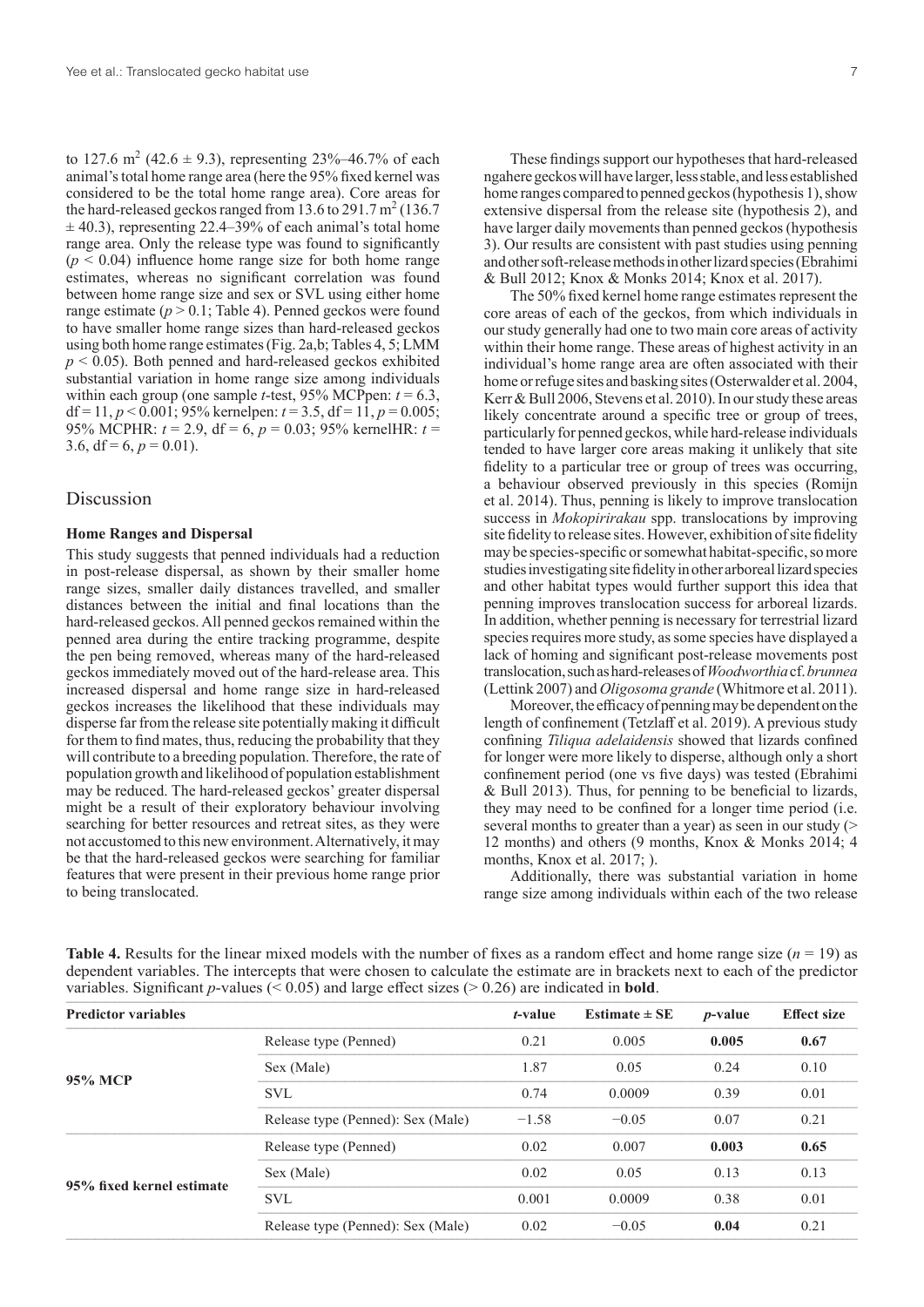to 127.6 $m^2$ (42.6 ± 9.3), representing 23%–46.7% of each animal's total home range area (here the 95% fixed kernel was considered to be the total home range area). Core areas for the hard-released geckos ranged from 13.6 to 291.7 $m^2$ (136.7 ± 40.3), representing 22.4–39% of each animal's total home range area. Only the release type was found to significantly ($p < 0.04$) influence home range size for both home range estimates, whereas no significant correlation was found between home range size and sex or SVL using either home range estimate ($p > 0.1$; Table 4). Penned geckos were found to have smaller home range sizes than hard-released geckos using both home range estimates (Fig. 2a,b; Tables 4, 5; LMM $p < 0.05$). Both penned and hard-released geckos exhibited substantial variation in home range size among individuals within each group (one sample *t*-test, 95% MCPpen: $t = 6.3$, df = 11, $p < 0.001$; 95% kernelpen: $t = 3.5$, df = 11, $p = 0.005$; 95% MCPHR: $t = 2.9$, df = 6, $p = 0.03$; 95% kernelHR: $t = 3.6$, df = 6, $p = 0.01$).

## Discussion

### Home Ranges and Dispersal

This study suggests that penned individuals had a reduction in post-release dispersal, as shown by their smaller home range sizes, smaller daily distances travelled, and smaller distances between the initial and final locations than the hard-released geckos. All penned geckos remained within the penned area during the entire tracking programme, despite the pen being removed, whereas many of the hard-released geckos immediately moved out of the hard-release area. This increased dispersal and home range size in hard-released geckos increases the likelihood that these individuals may disperse far from the release site potentially making it difficult for them to find mates, thus, reducing the probability that they will contribute to a breeding population. Therefore, the rate of population growth and likelihood of population establishment may be reduced. The hard-released geckos' greater dispersal might be a result of their exploratory behaviour involving searching for better resources and retreat sites, as they were not accustomed to this new environment. Alternatively, it may be that the hard-released geckos were searching for familiar features that were present in their previous home range prior to being translocated.

These findings support our hypotheses that hard-released ngahere geckos will have larger, less stable, and less established home ranges compared to penned geckos (hypothesis 1), show extensive dispersal from the release site (hypothesis 2), and have larger daily movements than penned geckos (hypothesis 3). Our results are consistent with past studies using penning and other soft-release methods in other lizard species (Ebrahimi & Bull 2012; Knox & Monks 2014; Knox et al. 2017).

The 50% fixed kernel home range estimates represent the core areas of each of the geckos, from which individuals in our study generally had one to two main core areas of activity within their home range. These areas of highest activity in an individual's home range area are often associated with their home or refuge sites and basking sites (Osterwalder et al. 2004, Kerr & Bull 2006, Stevens et al. 2010). In our study these areas likely concentrate around a specific tree or group of trees, particularly for penned geckos, while hard-release individuals tended to have larger core areas making it unlikely that site fidelity to a particular tree or group of trees was occurring, a behaviour observed previously in this species (Romijn et al. 2014). Thus, penning is likely to improve translocation success in *Mokopirirakau* spp. translocations by improving site fidelity to release sites. However, exhibition of site fidelity may be species-specific or somewhat habitat-specific, so more studies investigating site fidelity in other arboreal lizard species and other habitat types would further support this idea that penning improves translocation success for arboreal lizards. In addition, whether penning is necessary for terrestrial lizard species requires more study, as some species have displayed a lack of homing and significant post-release movements post translocation, such as hard-releases of *Woodworthia* cf. *brunnea* (Lettink 2007) and *Oligosoma grande* (Whitmore et al. 2011).

Moreover, the efficacy of penning may be dependent on the length of confinement (Tetzlaff et al. 2019). A previous study confining *Tiliqua adelaidensis* showed that lizards confined for longer were more likely to disperse, although only a short confinement period (one vs five days) was tested (Ebrahimi & Bull 2013). Thus, for penning to be beneficial to lizards, they may need to be confined for a longer time period (i.e. several months to greater than a year) as seen in our study (> 12 months) and others (9 months, Knox & Monks 2014; 4 months, Knox et al. 2017; ).

Additionally, there was substantial variation in home range size among individuals within each of the two release

**Table 4.** Results for the linear mixed models with the number of fixes as a random effect and home range size ($n = 19$) as dependent variables. The intercepts that were chosen to calculate the estimate are in brackets next to each of the predictor variables. Significant *p*-values (< 0.05) and large effect sizes (> 0.26) are indicated in **bold**.

| Predictor variables | | *t*-value | Estimate ± SE | *p*-value | Effect size |
|---|---|---|---|---|---|
| **95% MCP** | Release type (Penned) | 0.21 | 0.005 | **0.005** | **0.67** |
| | Sex (Male) | 1.87 | 0.05 | 0.24 | 0.10 |
| | SVL | 0.74 | 0.0009 | 0.39 | 0.01 |
| | Release type (Penned): Sex (Male) | −1.58 | −0.05 | 0.07 | 0.21 |
| **95% fixed kernel estimate** | Release type (Penned) | 0.02 | 0.007 | **0.003** | **0.65** |
| | Sex (Male) | 0.02 | 0.05 | 0.13 | 0.13 |
| | SVL | 0.001 | 0.0009 | 0.38 | 0.01 |
| | Release type (Penned): Sex (Male) | 0.02 | −0.05 | **0.04** | 0.21 |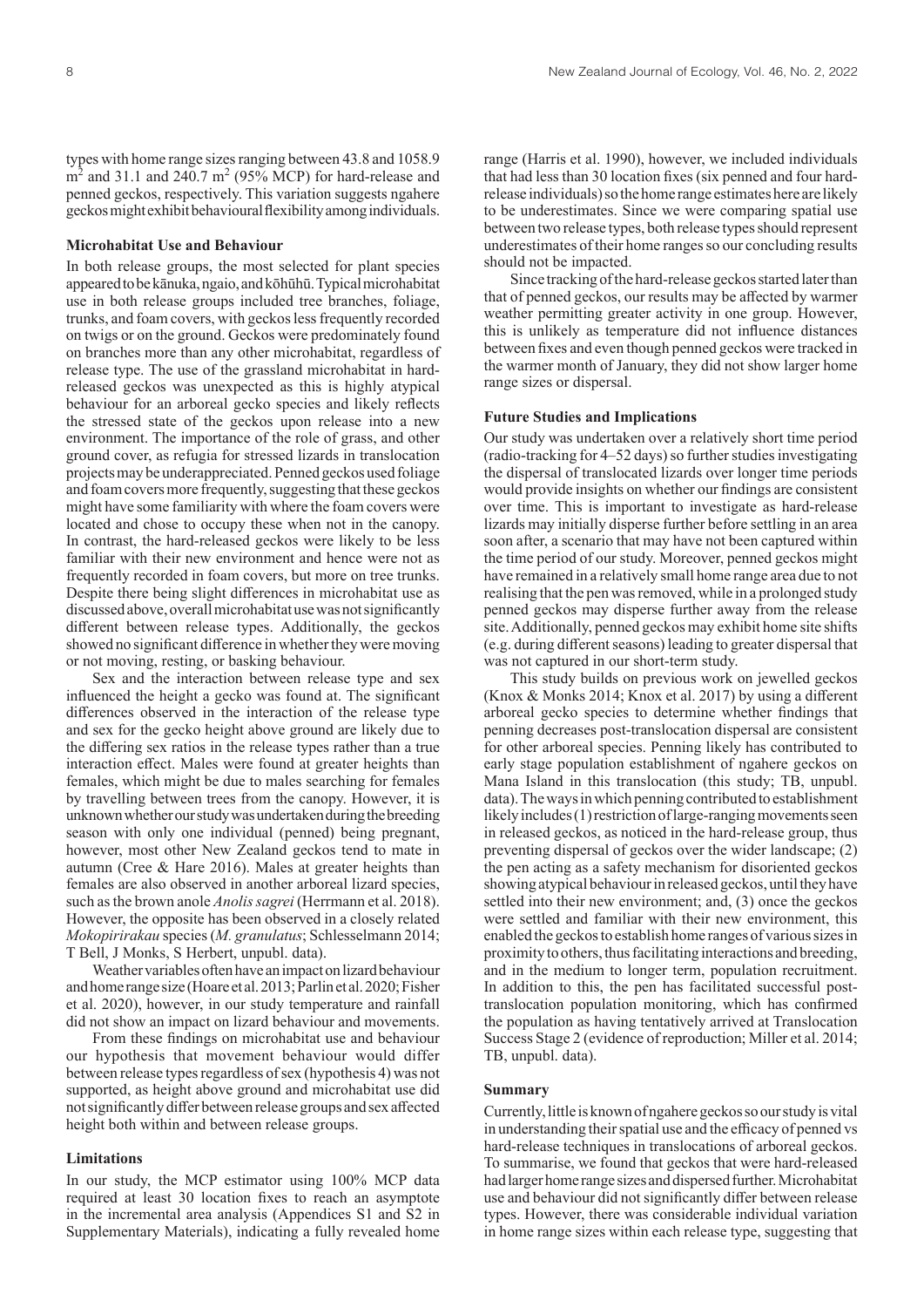types with home range sizes ranging between 43.8 and 1058.9 $m^2$ and 31.1 and 240.7 $m^2$ (95% MCP) for hard-release and penned geckos, respectively. This variation suggests ngahere geckos might exhibit behavioural flexibility among individuals.

### Microhabitat Use and Behaviour

In both release groups, the most selected for plant species appeared to be kānuka, ngaio, and kōhūhū. Typical microhabitat use in both release groups included tree branches, foliage, trunks, and foam covers, with geckos less frequently recorded on twigs or on the ground. Geckos were predominately found on branches more than any other microhabitat, regardless of release type. The use of the grassland microhabitat in hard-released geckos was unexpected as this is highly atypical behaviour for an arboreal gecko species and likely reflects the stressed state of the geckos upon release into a new environment. The importance of the role of grass, and other ground cover, as refugia for stressed lizards in translocation projects may be underappreciated. Penned geckos used foliage and foam covers more frequently, suggesting that these geckos might have some familiarity with where the foam covers were located and chose to occupy these when not in the canopy. In contrast, the hard-released geckos were likely to be less familiar with their new environment and hence were not as frequently recorded in foam covers, but more on tree trunks. Despite there being slight differences in microhabitat use as discussed above, overall microhabitat use was not significantly different between release types. Additionally, the geckos showed no significant difference in whether they were moving or not moving, resting, or basking behaviour.

Sex and the interaction between release type and sex influenced the height a gecko was found at. The significant differences observed in the interaction of the release type and sex for the gecko height above ground are likely due to the differing sex ratios in the release types rather than a true interaction effect. Males were found at greater heights than females, which might be due to males searching for females by travelling between trees from the canopy. However, it is unknown whether our study was undertaken during the breeding season with only one individual (penned) being pregnant, however, most other New Zealand geckos tend to mate in autumn (Cree & Hare 2016). Males at greater heights than females are also observed in another arboreal lizard species, such as the brown anole *Anolis sagrei* (Herrmann et al. 2018). However, the opposite has been observed in a closely related *Mokopirirakau* species (*M. granulatus*; Schlesselmann 2014; T Bell, J Monks, S Herbert, unpubl. data).

Weather variables often have an impact on lizard behaviour and home range size (Hoare et al. 2013; Parlin et al. 2020; Fisher et al. 2020), however, in our study temperature and rainfall did not show an impact on lizard behaviour and movements.

From these findings on microhabitat use and behaviour our hypothesis that movement behaviour would differ between release types regardless of sex (hypothesis 4) was not supported, as height above ground and microhabitat use did not significantly differ between release groups and sex affected height both within and between release groups.

### Limitations

In our study, the MCP estimator using 100% MCP data required at least 30 location fixes to reach an asymptote in the incremental area analysis (Appendices S1 and S2 in Supplementary Materials), indicating a fully revealed home range (Harris et al. 1990), however, we included individuals that had less than 30 location fixes (six penned and four hard-release individuals) so the home range estimates here are likely to be underestimates. Since we were comparing spatial use between two release types, both release types should represent underestimates of their home ranges so our concluding results should not be impacted.

Since tracking of the hard-release geckos started later than that of penned geckos, our results may be affected by warmer weather permitting greater activity in one group. However, this is unlikely as temperature did not influence distances between fixes and even though penned geckos were tracked in the warmer month of January, they did not show larger home range sizes or dispersal.

### Future Studies and Implications

Our study was undertaken over a relatively short time period (radio-tracking for 4–52 days) so further studies investigating the dispersal of translocated lizards over longer time periods would provide insights on whether our findings are consistent over time. This is important to investigate as hard-release lizards may initially disperse further before settling in an area soon after, a scenario that may have not been captured within the time period of our study. Moreover, penned geckos might have remained in a relatively small home range area due to not realising that the pen was removed, while in a prolonged study penned geckos may disperse further away from the release site. Additionally, penned geckos may exhibit home site shifts (e.g. during different seasons) leading to greater dispersal that was not captured in our short-term study.

This study builds on previous work on jewelled geckos (Knox & Monks 2014; Knox et al. 2017) by using a different arboreal gecko species to determine whether findings that penning decreases post-translocation dispersal are consistent for other arboreal species. Penning likely has contributed to early stage population establishment of ngahere geckos on Mana Island in this translocation (this study; TB, unpubl. data). The ways in which penning contributed to establishment likely includes (1) restriction of large-ranging movements seen in released geckos, as noticed in the hard-release group, thus preventing dispersal of geckos over the wider landscape; (2) the pen acting as a safety mechanism for disoriented geckos showing atypical behaviour in released geckos, until they have settled into their new environment; and, (3) once the geckos were settled and familiar with their new environment, this enabled the geckos to establish home ranges of various sizes in proximity to others, thus facilitating interactions and breeding, and in the medium to longer term, population recruitment. In addition to this, the pen has facilitated successful post-translocation population monitoring, which has confirmed the population as having tentatively arrived at Translocation Success Stage 2 (evidence of reproduction; Miller et al. 2014; TB, unpubl. data).

### Summary

Currently, little is known of ngahere geckos so our study is vital in understanding their spatial use and the efficacy of penned vs hard-release techniques in translocations of arboreal geckos. To summarise, we found that geckos that were hard-released had larger home range sizes and dispersed further. Microhabitat use and behaviour did not significantly differ between release types. However, there was considerable individual variation in home range sizes within each release type, suggesting that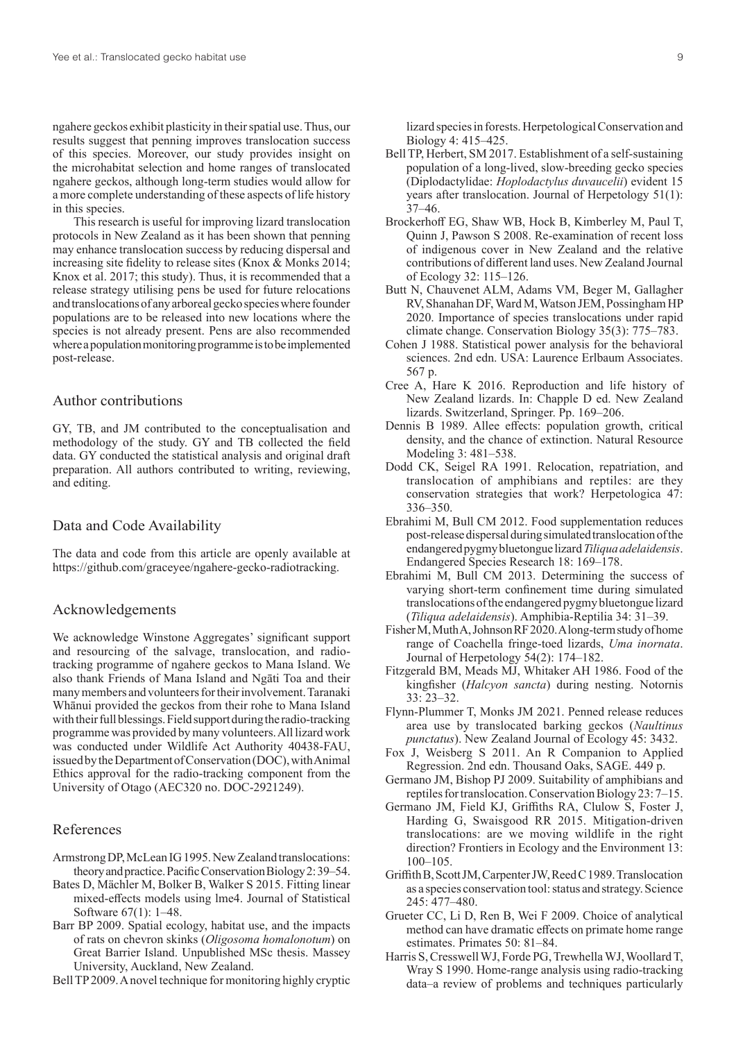ngahere geckos exhibit plasticity in their spatial use. Thus, our results suggest that penning improves translocation success of this species. Moreover, our study provides insight on the microhabitat selection and home ranges of translocated ngahere geckos, although long-term studies would allow for a more complete understanding of these aspects of life history in this species.

This research is useful for improving lizard translocation protocols in New Zealand as it has been shown that penning may enhance translocation success by reducing dispersal and increasing site fidelity to release sites (Knox & Monks 2014; Knox et al. 2017; this study). Thus, it is recommended that a release strategy utilising pens be used for future relocations and translocations of any arboreal gecko species where founder populations are to be released into new locations where the species is not already present. Pens are also recommended where a population monitoring programme is to be implemented post-release.

## Author contributions

GY, TB, and JM contributed to the conceptualisation and methodology of the study. GY and TB collected the field data. GY conducted the statistical analysis and original draft preparation. All authors contributed to writing, reviewing, and editing.

## Data and Code Availability

The data and code from this article are openly available at https://github.com/graceyee/ngahere-gecko-radiotracking.

## Acknowledgements

We acknowledge Winstone Aggregates' significant support and resourcing of the salvage, translocation, and radio-tracking programme of ngahere geckos to Mana Island. We also thank Friends of Mana Island and Ngāti Toa and their many members and volunteers for their involvement. Taranaki Whānui provided the geckos from their rohe to Mana Island with their full blessings. Field support during the radio-tracking programme was provided by many volunteers. All lizard work was conducted under Wildlife Act Authority 40438-FAU, issued by the Department of Conservation (DOC), with Animal Ethics approval for the radio-tracking component from the University of Otago (AEC320 no. DOC-2921249).

## References

Armstrong DP, McLean IG 1995. New Zealand translocations: theory and practice. Pacific Conservation Biology 2: 39–54.

Bates D, Mächler M, Bolker B, Walker S 2015. Fitting linear mixed-effects models using lme4. Journal of Statistical Software 67(1): 1–48.

Barr BP 2009. Spatial ecology, habitat use, and the impacts of rats on chevron skinks (*Oligosoma homalonotum*) on Great Barrier Island. Unpublished MSc thesis. Massey University, Auckland, New Zealand.

Bell TP 2009. A novel technique for monitoring highly cryptic lizard species in forests. Herpetological Conservation and Biology 4: 415–425.

Bell TP, Herbert, SM 2017. Establishment of a self-sustaining population of a long-lived, slow-breeding gecko species (Diplodactylidae: *Hoplodactylus duvaucelii*) evident 15 years after translocation. Journal of Herpetology 51(1): 37–46.

Brockerhoff EG, Shaw WB, Hock B, Kimberley M, Paul T, Quinn J, Pawson S 2008. Re-examination of recent loss of indigenous cover in New Zealand and the relative contributions of different land uses. New Zealand Journal of Ecology 32: 115–126.

Butt N, Chauvenet ALM, Adams VM, Beger M, Gallagher RV, Shanahan DF, Ward M, Watson JEM, Possingham HP 2020. Importance of species translocations under rapid climate change. Conservation Biology 35(3): 775–783.

Cohen J 1988. Statistical power analysis for the behavioral sciences. 2nd edn. USA: Laurence Erlbaum Associates. 567 p.

Cree A, Hare K 2016. Reproduction and life history of New Zealand lizards. In: Chapple D ed. New Zealand lizards. Switzerland, Springer. Pp. 169–206.

Dennis B 1989. Allee effects: population growth, critical density, and the chance of extinction. Natural Resource Modeling 3: 481–538.

Dodd CK, Seigel RA 1991. Relocation, repatriation, and translocation of amphibians and reptiles: are they conservation strategies that work? Herpetologica 47: 336–350.

Ebrahimi M, Bull CM 2012. Food supplementation reduces post-release dispersal during simulated translocation of the endangered pygmy bluetongue lizard *Tiliqua adelaidensis*. Endangered Species Research 18: 169–178.

Ebrahimi M, Bull CM 2013. Determining the success of varying short-term confinement time during simulated translocations of the endangered pygmy bluetongue lizard (*Tiliqua adelaidensis*). Amphibia-Reptilia 34: 31–39.

Fisher M, Muth A, Johnson RF 2020. A long-term study of home range of Coachella fringe-toed lizards, *Uma inornata*. Journal of Herpetology 54(2): 174–182.

Fitzgerald BM, Meads MJ, Whitaker AH 1986. Food of the kingfisher (*Halcyon sancta*) during nesting. Notornis 33: 23–32.

Flynn-Plummer T, Monks JM 2021. Penned release reduces area use by translocated barking geckos (*Naultinus punctatus*). New Zealand Journal of Ecology 45: 3432.

Fox J, Weisberg S 2011. An R Companion to Applied Regression. 2nd edn. Thousand Oaks, SAGE. 449 p.

Germano JM, Bishop PJ 2009. Suitability of amphibians and reptiles for translocation. Conservation Biology 23: 7–15.

Germano JM, Field KJ, Griffiths RA, Clulow S, Foster J, Harding G, Swaisgood RR 2015. Mitigation-driven translocations: are we moving wildlife in the right direction? Frontiers in Ecology and the Environment 13: 100–105.

Griffith B, Scott JM, Carpenter JW, Reed C 1989. Translocation as a species conservation tool: status and strategy. Science 245: 477–480.

Grueter CC, Li D, Ren B, Wei F 2009. Choice of analytical method can have dramatic effects on primate home range estimates. Primates 50: 81–84.

Harris S, Cresswell WJ, Forde PG, Trewhella WJ, Woollard T, Wray S 1990. Home-range analysis using radio-tracking data–a review of problems and techniques particularly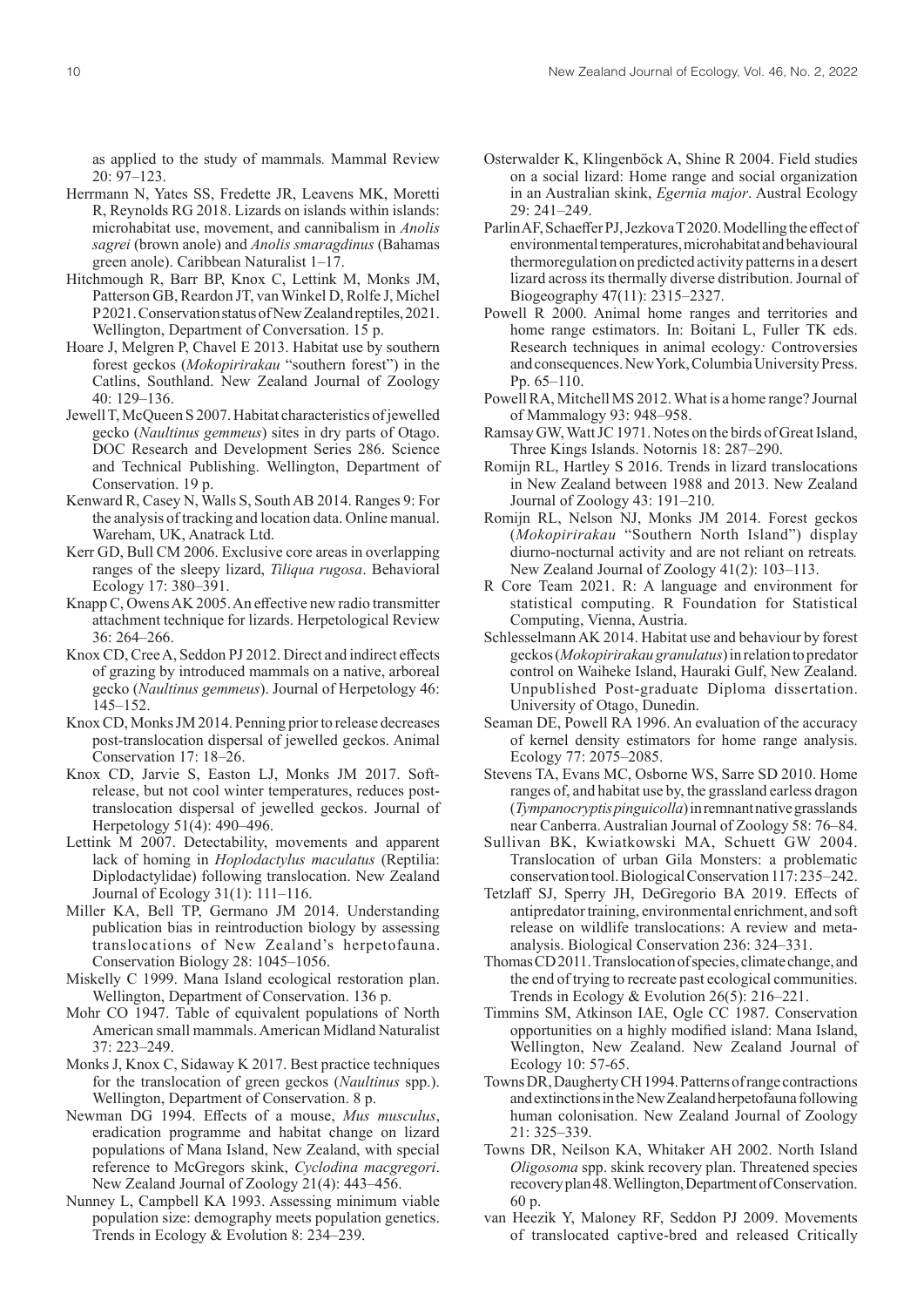as applied to the study of mammals*.* Mammal Review 20: 97–123.

Herrmann N, Yates SS, Fredette JR, Leavens MK, Moretti R, Reynolds RG 2018. Lizards on islands within islands: microhabitat use, movement, and cannibalism in *Anolis sagrei* (brown anole) and *Anolis smaragdinus* (Bahamas green anole). Caribbean Naturalist 1–17.

Hitchmough R, Barr BP, Knox C, Lettink M, Monks JM, Patterson GB, Reardon JT, van Winkel D, Rolfe J, Michel P 2021. Conservation status of New Zealand reptiles, 2021. Wellington, Department of Conversation. 15 p.

Hoare J, Melgren P, Chavel E 2013. Habitat use by southern forest geckos (*Mokopirirakau* "southern forest") in the Catlins, Southland. New Zealand Journal of Zoology 40: 129–136.

Jewell T, McQueen S 2007. Habitat characteristics of jewelled gecko (*Naultinus gemmeus*) sites in dry parts of Otago. DOC Research and Development Series 286. Science and Technical Publishing. Wellington, Department of Conservation. 19 p.

Kenward R, Casey N, Walls S, South AB 2014. Ranges 9: For the analysis of tracking and location data. Online manual. Wareham, UK, Anatrack Ltd.

Kerr GD, Bull CM 2006. Exclusive core areas in overlapping ranges of the sleepy lizard, *Tiliqua rugosa*. Behavioral Ecology 17: 380–391.

Knapp C, Owens AK 2005. An effective new radio transmitter attachment technique for lizards. Herpetological Review 36: 264–266.

Knox CD, Cree A, Seddon PJ 2012. Direct and indirect effects of grazing by introduced mammals on a native, arboreal gecko (*Naultinus gemmeus*). Journal of Herpetology 46: 145–152.

Knox CD, Monks JM 2014. Penning prior to release decreases post-translocation dispersal of jewelled geckos. Animal Conservation 17: 18–26.

Knox CD, Jarvie S, Easton LJ, Monks JM 2017. Soft-release, but not cool winter temperatures, reduces post-translocation dispersal of jewelled geckos. Journal of Herpetology 51(4): 490–496.

Lettink M 2007. Detectability, movements and apparent lack of homing in *Hoplodactylus maculatus* (Reptilia: Diplodactylidae) following translocation. New Zealand Journal of Ecology 31(1): 111–116.

Miller KA, Bell TP, Germano JM 2014. Understanding publication bias in reintroduction biology by assessing translocations of New Zealand's herpetofauna. Conservation Biology 28: 1045–1056.

Miskelly C 1999. Mana Island ecological restoration plan. Wellington, Department of Conservation. 136 p.

Mohr CO 1947. Table of equivalent populations of North American small mammals. American Midland Naturalist 37: 223–249.

Monks J, Knox C, Sidaway K 2017. Best practice techniques for the translocation of green geckos (*Naultinus* spp.). Wellington, Department of Conservation. 8 p.

Newman DG 1994. Effects of a mouse, *Mus musculus*, eradication programme and habitat change on lizard populations of Mana Island, New Zealand, with special reference to McGregors skink, *Cyclodina macgregori*. New Zealand Journal of Zoology 21(4): 443–456.

Nunney L, Campbell KA 1993. Assessing minimum viable population size: demography meets population genetics. Trends in Ecology & Evolution 8: 234–239.

Osterwalder K, Klingenböck A, Shine R 2004. Field studies on a social lizard: Home range and social organization in an Australian skink, *Egernia major*. Austral Ecology 29: 241–249.

Parlin AF, Schaeffer PJ, Jezkova T 2020. Modelling the effect of environmental temperatures, microhabitat and behavioural thermoregulation on predicted activity patterns in a desert lizard across its thermally diverse distribution. Journal of Biogeography 47(11): 2315–2327.

Powell R 2000. Animal home ranges and territories and home range estimators. In: Boitani L, Fuller TK eds. Research techniques in animal ecology*:* Controversies and consequences. New York, Columbia University Press. Pp. 65–110.

Powell RA, Mitchell MS 2012. What is a home range? Journal of Mammalogy 93: 948–958.

Ramsay GW, Watt JC 1971. Notes on the birds of Great Island, Three Kings Islands. Notornis 18: 287–290.

Romijn RL, Hartley S 2016. Trends in lizard translocations in New Zealand between 1988 and 2013. New Zealand Journal of Zoology 43: 191–210.

Romijn RL, Nelson NJ, Monks JM 2014. Forest geckos (*Mokopirirakau* "Southern North Island") display diurno-nocturnal activity and are not reliant on retreats*.* New Zealand Journal of Zoology 41(2): 103–113.

R Core Team 2021. R: A language and environment for statistical computing. R Foundation for Statistical Computing, Vienna, Austria.

Schlesselmann AK 2014. Habitat use and behaviour by forest geckos (*Mokopirirakau granulatus*) in relation to predator control on Waiheke Island, Hauraki Gulf, New Zealand. Unpublished Post-graduate Diploma dissertation. University of Otago, Dunedin.

Seaman DE, Powell RA 1996. An evaluation of the accuracy of kernel density estimators for home range analysis. Ecology 77: 2075–2085.

Stevens TA, Evans MC, Osborne WS, Sarre SD 2010. Home ranges of, and habitat use by, the grassland earless dragon (*Tympanocryptis pinguicolla*) in remnant native grasslands near Canberra. Australian Journal of Zoology 58: 76–84.

Sullivan BK, Kwiatkowski MA, Schuett GW 2004. Translocation of urban Gila Monsters: a problematic conservation tool. Biological Conservation 117: 235–242.

Tetzlaff SJ, Sperry JH, DeGregorio BA 2019. Effects of antipredator training, environmental enrichment, and soft release on wildlife translocations: A review and meta-analysis. Biological Conservation 236: 324–331.

Thomas CD 2011. Translocation of species, climate change, and the end of trying to recreate past ecological communities. Trends in Ecology & Evolution 26(5): 216–221.

Timmins SM, Atkinson IAE, Ogle CC 1987. Conservation opportunities on a highly modified island: Mana Island, Wellington, New Zealand. New Zealand Journal of Ecology 10: 57-65.

Towns DR, Daugherty CH 1994. Patterns of range contractions and extinctions in the New Zealand herpetofauna following human colonisation. New Zealand Journal of Zoology 21: 325–339.

Towns DR, Neilson KA, Whitaker AH 2002. North Island *Oligosoma* spp. skink recovery plan. Threatened species recovery plan 48. Wellington, Department of Conservation. 60 p.

van Heezik Y, Maloney RF, Seddon PJ 2009. Movements of translocated captive-bred and released Critically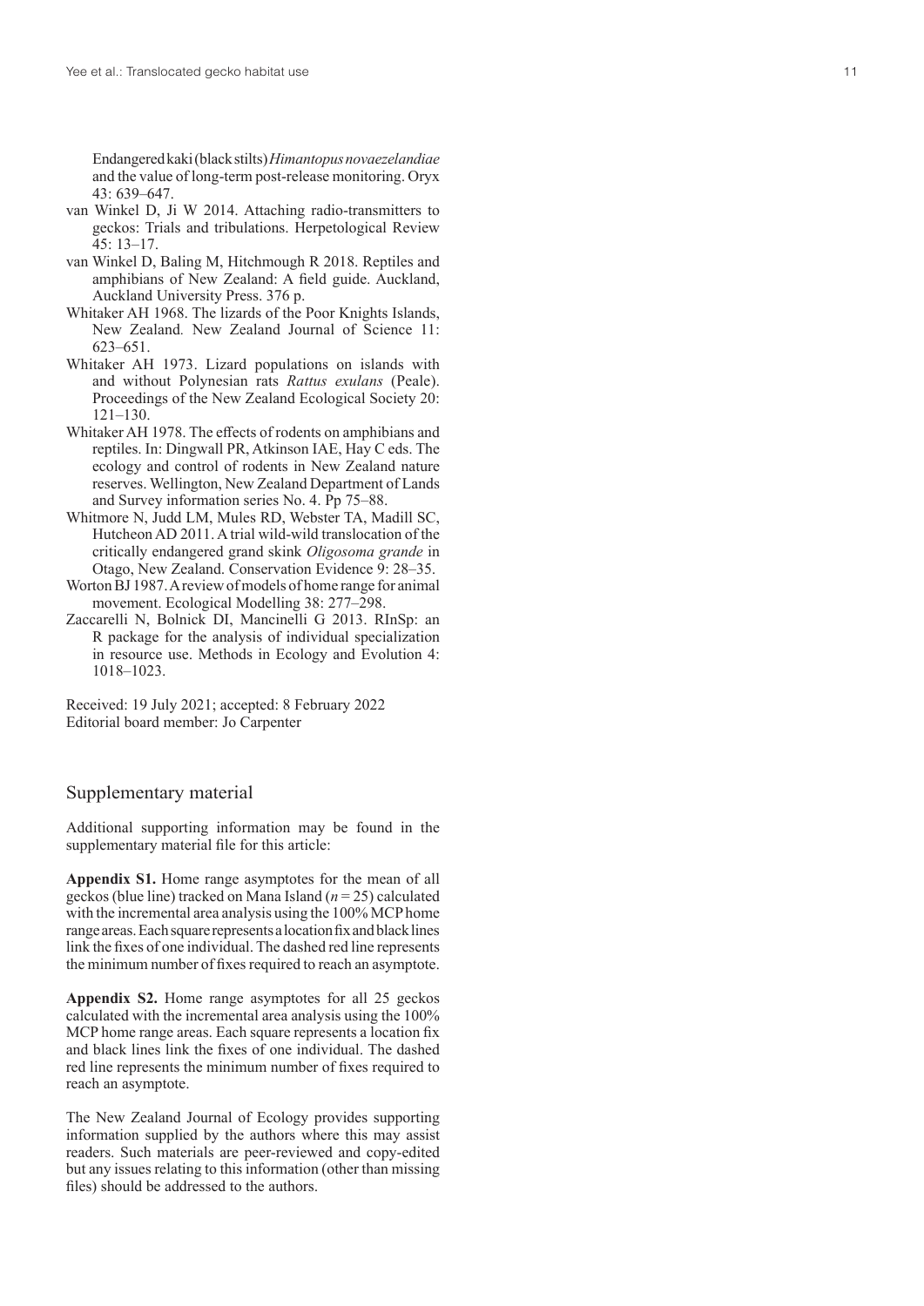Endangered kaki (black stilts) *Himantopus novaezelandiae* and the value of long-term post-release monitoring. Oryx 43: 639–647.

van Winkel D, Ji W 2014. Attaching radio-transmitters to geckos: Trials and tribulations. Herpetological Review 45: 13–17.

van Winkel D, Baling M, Hitchmough R 2018. Reptiles and amphibians of New Zealand: A field guide. Auckland, Auckland University Press. 376 p.

Whitaker AH 1968. The lizards of the Poor Knights Islands, New Zealand. New Zealand Journal of Science 11: 623–651.

Whitaker AH 1973. Lizard populations on islands with and without Polynesian rats *Rattus exulans* (Peale). Proceedings of the New Zealand Ecological Society 20: 121–130.

Whitaker AH 1978. The effects of rodents on amphibians and reptiles. In: Dingwall PR, Atkinson IAE, Hay C eds. The ecology and control of rodents in New Zealand nature reserves. Wellington, New Zealand Department of Lands and Survey information series No. 4. Pp 75–88.

Whitmore N, Judd LM, Mules RD, Webster TA, Madill SC, Hutcheon AD 2011. A trial wild-wild translocation of the critically endangered grand skink *Oligosoma grande* in Otago, New Zealand. Conservation Evidence 9: 28–35.

Worton BJ 1987. A review of models of home range for animal movement. Ecological Modelling 38: 277–298.

Zaccarelli N, Bolnick DI, Mancinelli G 2013. RInSp: an R package for the analysis of individual specialization in resource use. Methods in Ecology and Evolution 4: 1018–1023.

Received: 19 July 2021; accepted: 8 February 2022
Editorial board member: Jo Carpenter

## Supplementary material

Additional supporting information may be found in the supplementary material file for this article:

**Appendix S1.** Home range asymptotes for the mean of all geckos (blue line) tracked on Mana Island ($n = 25$) calculated with the incremental area analysis using the 100% MCP home range areas. Each square represents a location fix and black lines link the fixes of one individual. The dashed red line represents the minimum number of fixes required to reach an asymptote.

**Appendix S2.** Home range asymptotes for all 25 geckos calculated with the incremental area analysis using the 100% MCP home range areas. Each square represents a location fix and black lines link the fixes of one individual. The dashed red line represents the minimum number of fixes required to reach an asymptote.

The New Zealand Journal of Ecology provides supporting information supplied by the authors where this may assist readers. Such materials are peer-reviewed and copy-edited but any issues relating to this information (other than missing files) should be addressed to the authors.